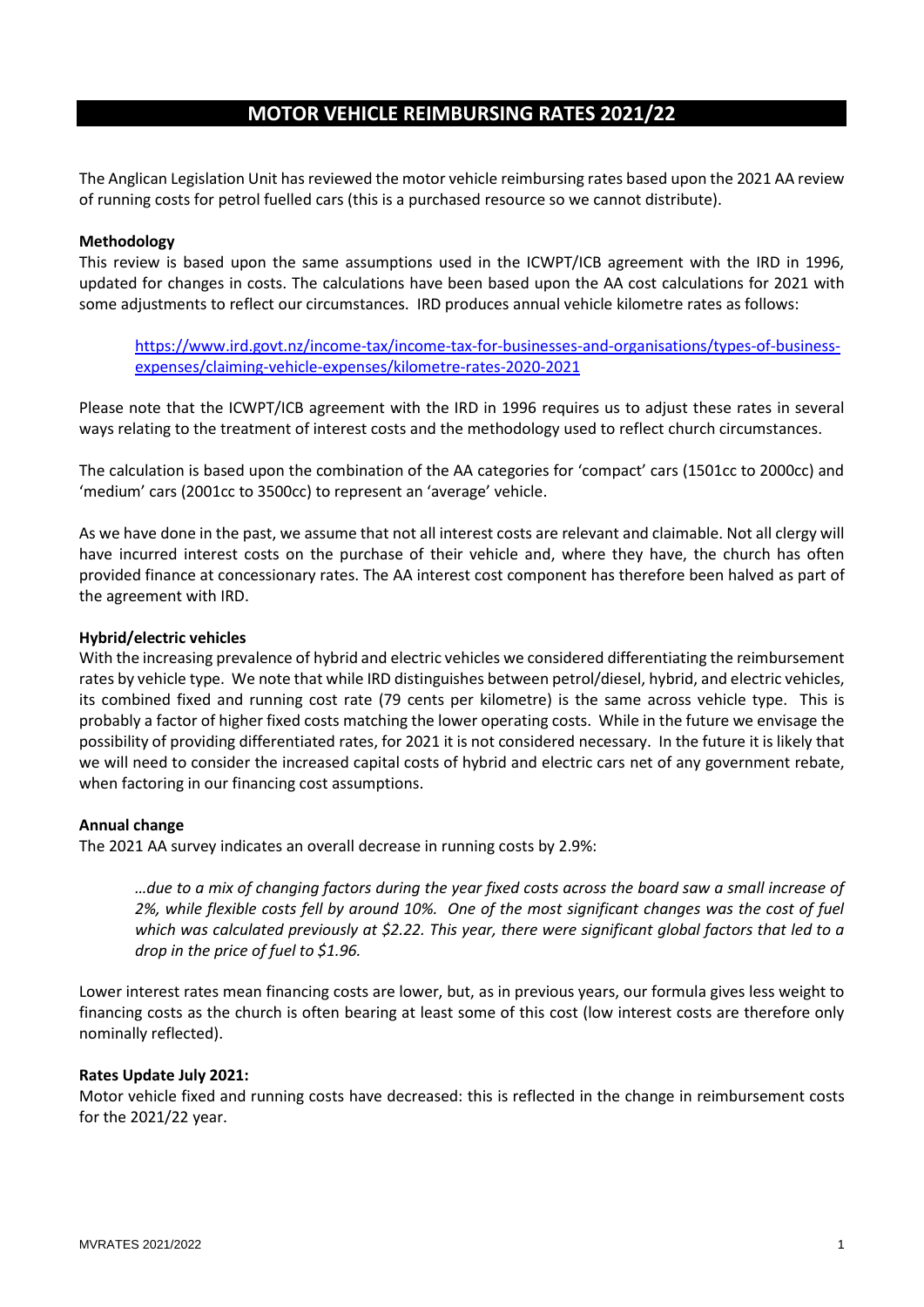# MOTOR VEHICLE REIMBURSING RATES 2021/22

The Anglican Legislation Unit has reviewed the motor vehicle reimbursing rates based upon the 2021 AA review of running costs for petrol fuelled cars (this is a purchased resource so we cannot distribute).

**Methodology**

This review is based upon the same assumptions used in the ICWPT/ICB agreement with the IRD in 1996, updated for changes in costs. The calculations have been based upon the AA cost calculations for 2021 with some adjustments to reflect our circumstances. IRD produces annual vehicle kilometre rates as follows:

> https://www.ird.govt.nz/income-tax/income-tax-for-businesses-and-organisations/types-of-business-expenses/claiming-vehicle-expenses/kilometre-rates-2020-2021

Please note that the ICWPT/ICB agreement with the IRD in 1996 requires us to adjust these rates in several ways relating to the treatment of interest costs and the methodology used to reflect church circumstances.

The calculation is based upon the combination of the AA categories for 'compact' cars (1501cc to 2000cc) and 'medium' cars (2001cc to 3500cc) to represent an 'average' vehicle.

As we have done in the past, we assume that not all interest costs are relevant and claimable. Not all clergy will have incurred interest costs on the purchase of their vehicle and, where they have, the church has often provided finance at concessionary rates. The AA interest cost component has therefore been halved as part of the agreement with IRD.

**Hybrid/electric vehicles**

With the increasing prevalence of hybrid and electric vehicles we considered differentiating the reimbursement rates by vehicle type. We note that while IRD distinguishes between petrol/diesel, hybrid, and electric vehicles, its combined fixed and running cost rate (79 cents per kilometre) is the same across vehicle type. This is probably a factor of higher fixed costs matching the lower operating costs. While in the future we envisage the possibility of providing differentiated rates, for 2021 it is not considered necessary. In the future it is likely that we will need to consider the increased capital costs of hybrid and electric cars net of any government rebate, when factoring in our financing cost assumptions.

**Annual change**

The 2021 AA survey indicates an overall decrease in running costs by 2.9%:

> *…due to a mix of changing factors during the year fixed costs across the board saw a small increase of 2%, while flexible costs fell by around 10%. One of the most significant changes was the cost of fuel which was calculated previously at $2.22. This year, there were significant global factors that led to a drop in the price of fuel to $1.96.*

Lower interest rates mean financing costs are lower, but, as in previous years, our formula gives less weight to financing costs as the church is often bearing at least some of this cost (low interest costs are therefore only nominally reflected).

**Rates Update July 2021:**

Motor vehicle fixed and running costs have decreased: this is reflected in the change in reimbursement costs for the 2021/22 year.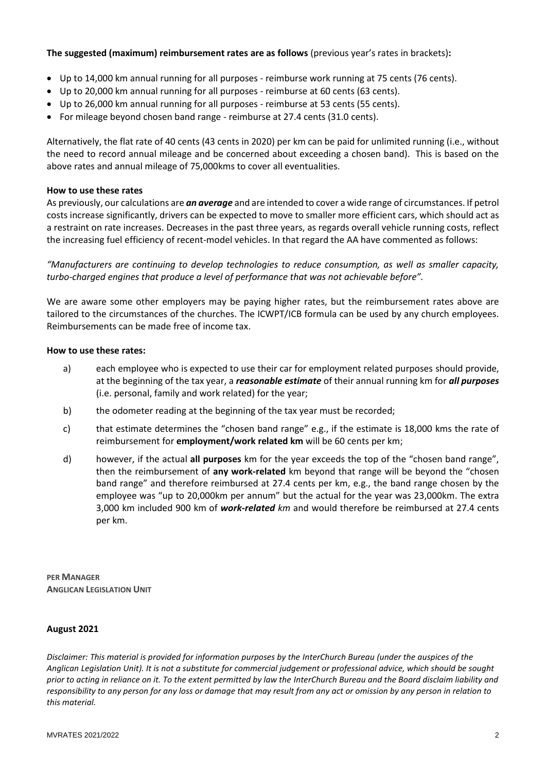**The suggested (maximum) reimbursement rates are as follows** (previous year's rates in brackets)**:**

- Up to 14,000 km annual running for all purposes - reimburse work running at 75 cents (76 cents).
- Up to 20,000 km annual running for all purposes - reimburse at 60 cents (63 cents).
- Up to 26,000 km annual running for all purposes - reimburse at 53 cents (55 cents).
- For mileage beyond chosen band range - reimburse at 27.4 cents (31.0 cents).

Alternatively, the flat rate of 40 cents (43 cents in 2020) per km can be paid for unlimited running (i.e., without the need to record annual mileage and be concerned about exceeding a chosen band). This is based on the above rates and annual mileage of 75,000kms to cover all eventualities.

**How to use these rates**

As previously, our calculations are ***an average*** and are intended to cover a wide range of circumstances. If petrol costs increase significantly, drivers can be expected to move to smaller more efficient cars, which should act as a restraint on rate increases. Decreases in the past three years, as regards overall vehicle running costs, reflect the increasing fuel efficiency of recent-model vehicles. In that regard the AA have commented as follows:

*"Manufacturers are continuing to develop technologies to reduce consumption, as well as smaller capacity, turbo-charged engines that produce a level of performance that was not achievable before".*

We are aware some other employers may be paying higher rates, but the reimbursement rates above are tailored to the circumstances of the churches. The ICWPT/ICB formula can be used by any church employees. Reimbursements can be made free of income tax.

**How to use these rates:**

a) each employee who is expected to use their car for employment related purposes should provide, at the beginning of the tax year, a ***reasonable estimate*** of their annual running km for ***all purposes*** (i.e. personal, family and work related) for the year;

b) the odometer reading at the beginning of the tax year must be recorded;

c) that estimate determines the "chosen band range" e.g., if the estimate is 18,000 kms the rate of reimbursement for **employment/work related km** will be 60 cents per km;

d) however, if the actual **all purposes** km for the year exceeds the top of the "chosen band range", then the reimbursement of **any work-related** km beyond that range will be beyond the "chosen band range" and therefore reimbursed at 27.4 cents per km, e.g., the band range chosen by the employee was "up to 20,000km per annum" but the actual for the year was 23,000km. The extra 3,000 km included 900 km of ***work-related*** *km* and would therefore be reimbursed at 27.4 cents per km.

**PER MANAGER**
**ANGLICAN LEGISLATION UNIT**

**August 2021**

*Disclaimer: This material is provided for information purposes by the InterChurch Bureau (under the auspices of the Anglican Legislation Unit). It is not a substitute for commercial judgement or professional advice, which should be sought prior to acting in reliance on it. To the extent permitted by law the InterChurch Bureau and the Board disclaim liability and responsibility to any person for any loss or damage that may result from any act or omission by any person in relation to this material.*